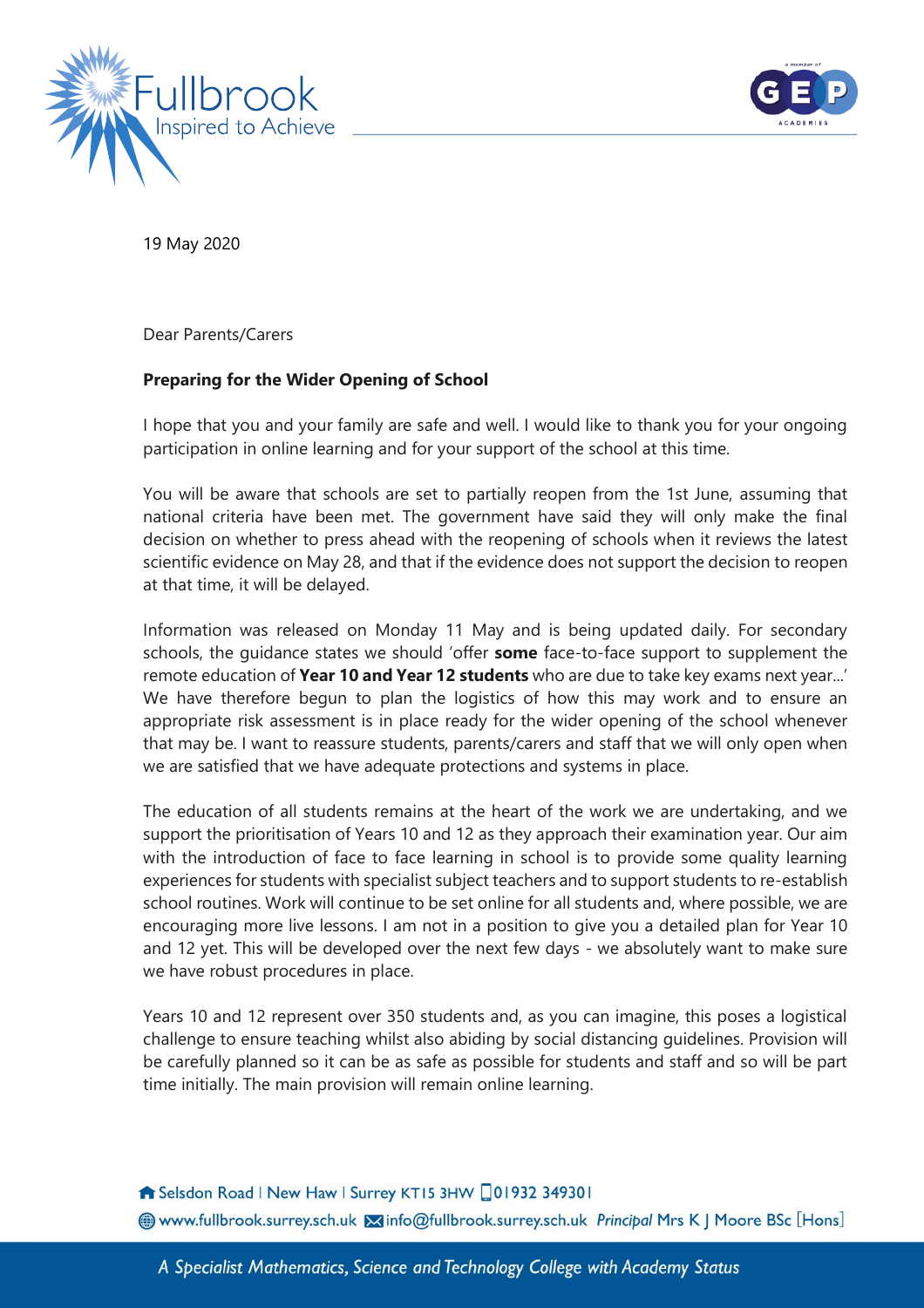19 May 2020

Dear Parents/Carers

**Preparing for the Wider Opening of School**

I hope that you and your family are safe and well. I would like to thank you for your ongoing participation in online learning and for your support of the school at this time.

You will be aware that schools are set to partially reopen from the 1st June, assuming that national criteria have been met. The government have said they will only make the final decision on whether to press ahead with the reopening of schools when it reviews the latest scientific evidence on May 28, and that if the evidence does not support the decision to reopen at that time, it will be delayed.

Information was released on Monday 11 May and is being updated daily. For secondary schools, the guidance states we should 'offer **some** face-to-face support to supplement the remote education of **Year 10 and Year 12 students** who are due to take key exams next year...' We have therefore begun to plan the logistics of how this may work and to ensure an appropriate risk assessment is in place ready for the wider opening of the school whenever that may be. I want to reassure students, parents/carers and staff that we will only open when we are satisfied that we have adequate protections and systems in place.

The education of all students remains at the heart of the work we are undertaking, and we support the prioritisation of Years 10 and 12 as they approach their examination year. Our aim with the introduction of face to face learning in school is to provide some quality learning experiences for students with specialist subject teachers and to support students to re-establish school routines. Work will continue to be set online for all students and, where possible, we are encouraging more live lessons. I am not in a position to give you a detailed plan for Year 10 and 12 yet. This will be developed over the next few days - we absolutely want to make sure we have robust procedures in place.

Years 10 and 12 represent over 350 students and, as you can imagine, this poses a logistical challenge to ensure teaching whilst also abiding by social distancing guidelines. Provision will be carefully planned so it can be as safe as possible for students and staff and so will be part time initially. The main provision will remain online learning.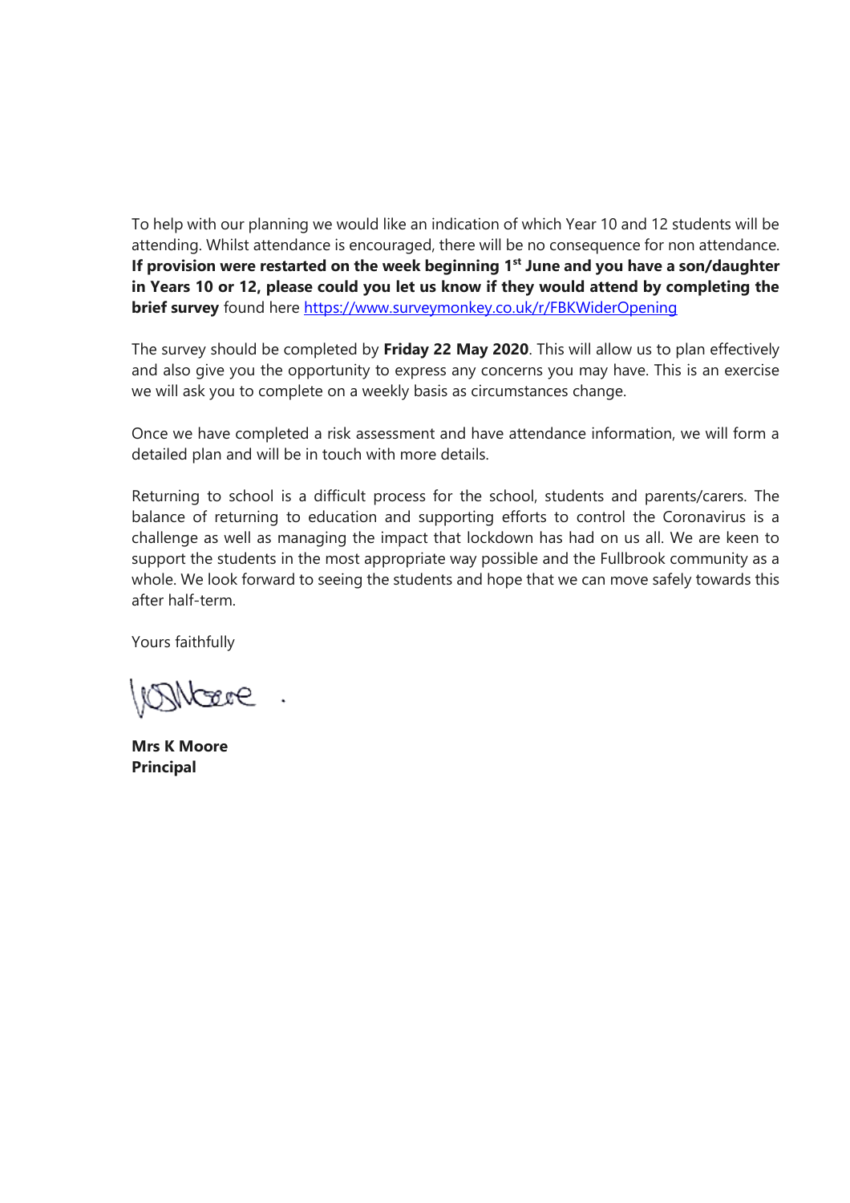To help with our planning we would like an indication of which Year 10 and 12 students will be attending. Whilst attendance is encouraged, there will be no consequence for non attendance. **If provision were restarted on the week beginning 1st June and you have a son/daughter in Years 10 or 12, please could you let us know if they would attend by completing the brief survey** found here https://www.surveymonkey.co.uk/r/FBKWiderOpening

The survey should be completed by **Friday 22 May 2020**. This will allow us to plan effectively and also give you the opportunity to express any concerns you may have. This is an exercise we will ask you to complete on a weekly basis as circumstances change.

Once we have completed a risk assessment and have attendance information, we will form a detailed plan and will be in touch with more details.

Returning to school is a difficult process for the school, students and parents/carers. The balance of returning to education and supporting efforts to control the Coronavirus is a challenge as well as managing the impact that lockdown has had on us all. We are keen to support the students in the most appropriate way possible and the Fullbrook community as a whole. We look forward to seeing the students and hope that we can move safely towards this after half-term.

Yours faithfully

**Mrs K Moore**
**Principal**